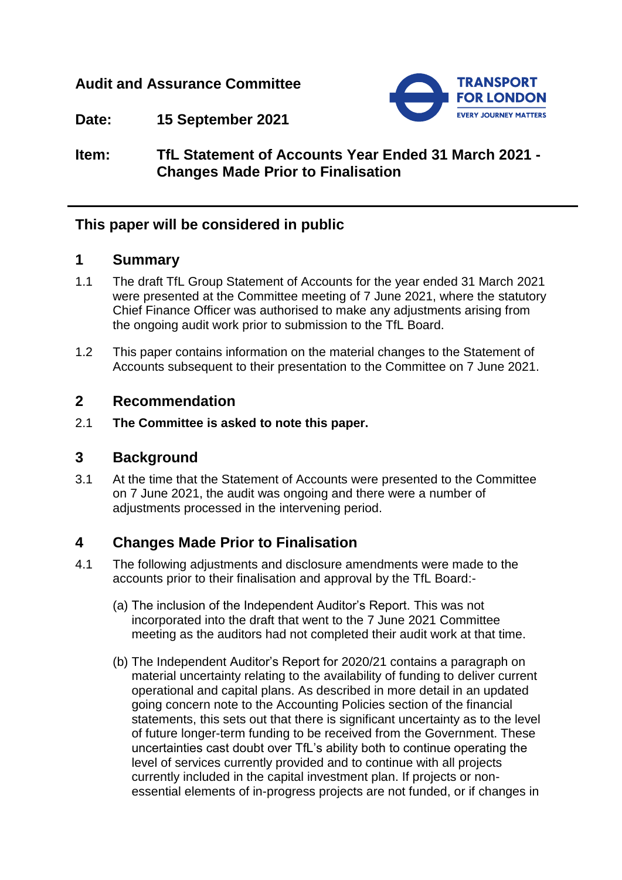**Audit and Assurance Committee**

**Date: 15 September 2021**

**Item: TfL Statement of Accounts Year Ended 31 March 2021 - Changes Made Prior to Finalisation**

---

## This paper will be considered in public

## 1 Summary

1.1 The draft TfL Group Statement of Accounts for the year ended 31 March 2021 were presented at the Committee meeting of 7 June 2021, where the statutory Chief Finance Officer was authorised to make any adjustments arising from the ongoing audit work prior to submission to the TfL Board.

1.2 This paper contains information on the material changes to the Statement of Accounts subsequent to their presentation to the Committee on 7 June 2021.

## 2 Recommendation

2.1 **The Committee is asked to note this paper.**

## 3 Background

3.1 At the time that the Statement of Accounts were presented to the Committee on 7 June 2021, the audit was ongoing and there were a number of adjustments processed in the intervening period.

## 4 Changes Made Prior to Finalisation

4.1 The following adjustments and disclosure amendments were made to the accounts prior to their finalisation and approval by the TfL Board:-

(a) The inclusion of the Independent Auditor's Report. This was not incorporated into the draft that went to the 7 June 2021 Committee meeting as the auditors had not completed their audit work at that time.

(b) The Independent Auditor's Report for 2020/21 contains a paragraph on material uncertainty relating to the availability of funding to deliver current operational and capital plans. As described in more detail in an updated going concern note to the Accounting Policies section of the financial statements, this sets out that there is significant uncertainty as to the level of future longer-term funding to be received from the Government. These uncertainties cast doubt over TfL's ability both to continue operating the level of services currently provided and to continue with all projects currently included in the capital investment plan. If projects or non-essential elements of in-progress projects are not funded, or if changes in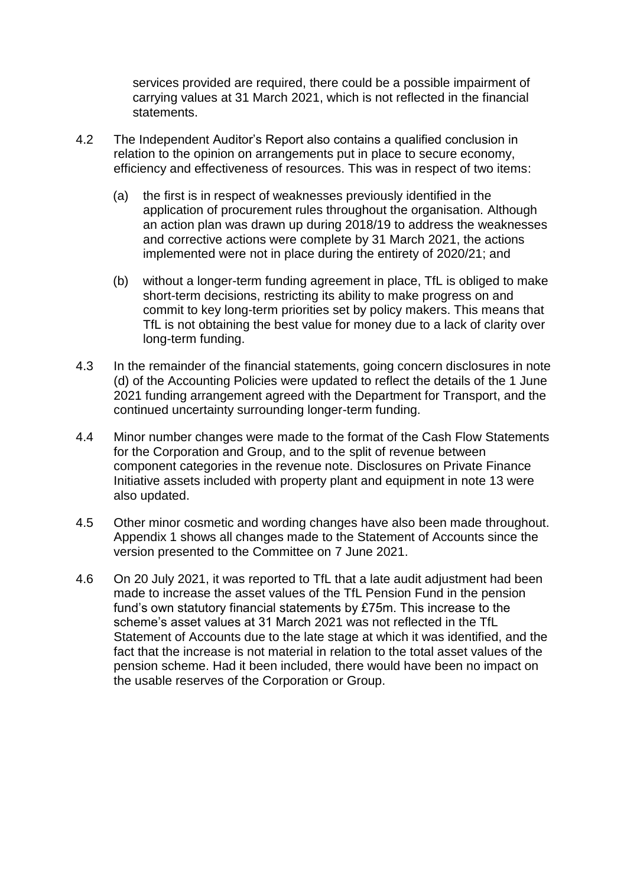services provided are required, there could be a possible impairment of carrying values at 31 March 2021, which is not reflected in the financial statements.

4.2 The Independent Auditor's Report also contains a qualified conclusion in relation to the opinion on arrangements put in place to secure economy, efficiency and effectiveness of resources. This was in respect of two items:

(a) the first is in respect of weaknesses previously identified in the application of procurement rules throughout the organisation. Although an action plan was drawn up during 2018/19 to address the weaknesses and corrective actions were complete by 31 March 2021, the actions implemented were not in place during the entirety of 2020/21; and

(b) without a longer-term funding agreement in place, TfL is obliged to make short-term decisions, restricting its ability to make progress on and commit to key long-term priorities set by policy makers. This means that TfL is not obtaining the best value for money due to a lack of clarity over long-term funding.

4.3 In the remainder of the financial statements, going concern disclosures in note (d) of the Accounting Policies were updated to reflect the details of the 1 June 2021 funding arrangement agreed with the Department for Transport, and the continued uncertainty surrounding longer-term funding.

4.4 Minor number changes were made to the format of the Cash Flow Statements for the Corporation and Group, and to the split of revenue between component categories in the revenue note. Disclosures on Private Finance Initiative assets included with property plant and equipment in note 13 were also updated.

4.5 Other minor cosmetic and wording changes have also been made throughout. Appendix 1 shows all changes made to the Statement of Accounts since the version presented to the Committee on 7 June 2021.

4.6 On 20 July 2021, it was reported to TfL that a late audit adjustment had been made to increase the asset values of the TfL Pension Fund in the pension fund's own statutory financial statements by £75m. This increase to the scheme's asset values at 31 March 2021 was not reflected in the TfL Statement of Accounts due to the late stage at which it was identified, and the fact that the increase is not material in relation to the total asset values of the pension scheme. Had it been included, there would have been no impact on the usable reserves of the Corporation or Group.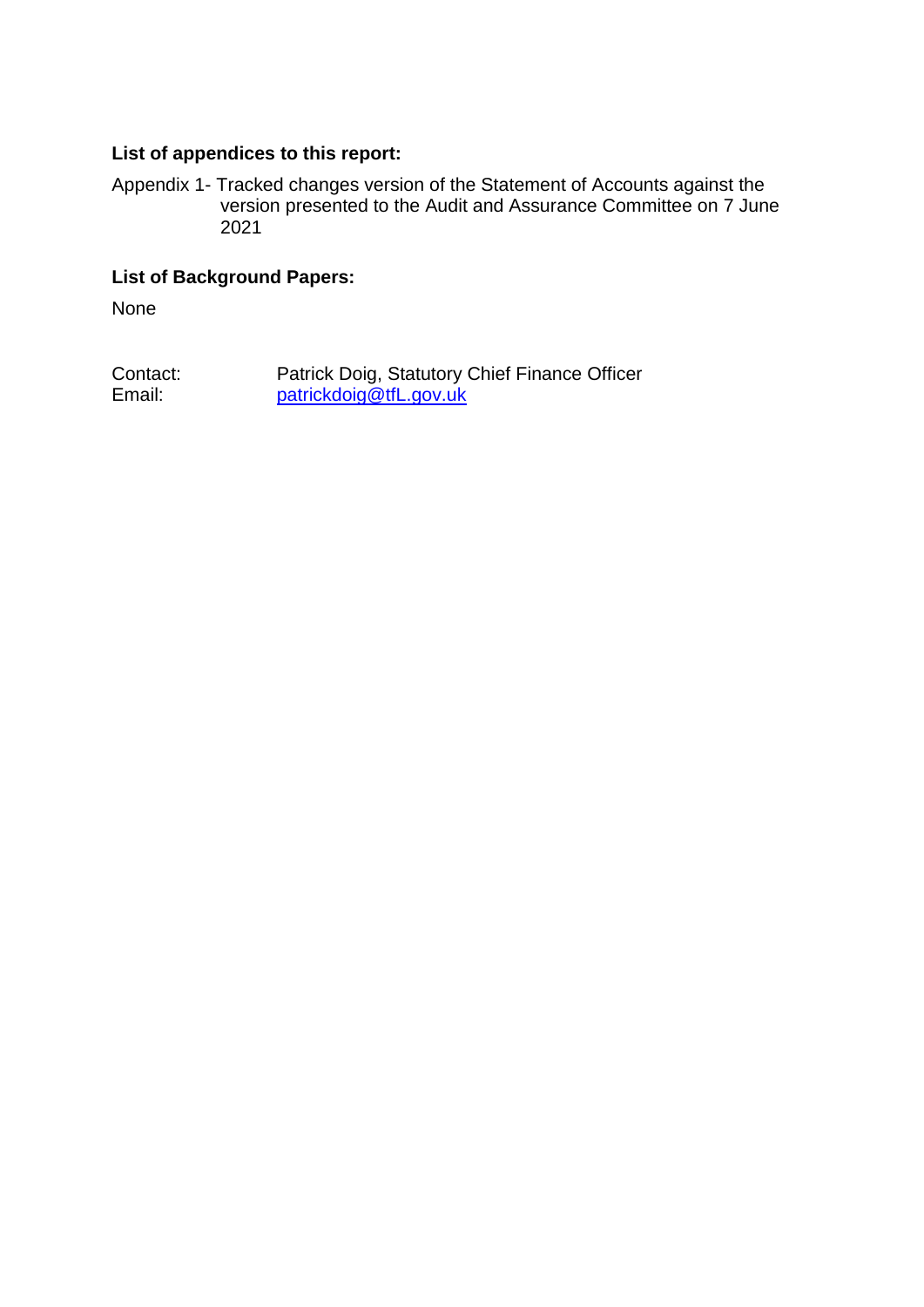**List of appendices to this report:**

Appendix 1- Tracked changes version of the Statement of Accounts against the version presented to the Audit and Assurance Committee on 7 June 2021

**List of Background Papers:**

None

Contact: Patrick Doig, Statutory Chief Finance Officer
Email: patrickdoig@tfL.gov.uk